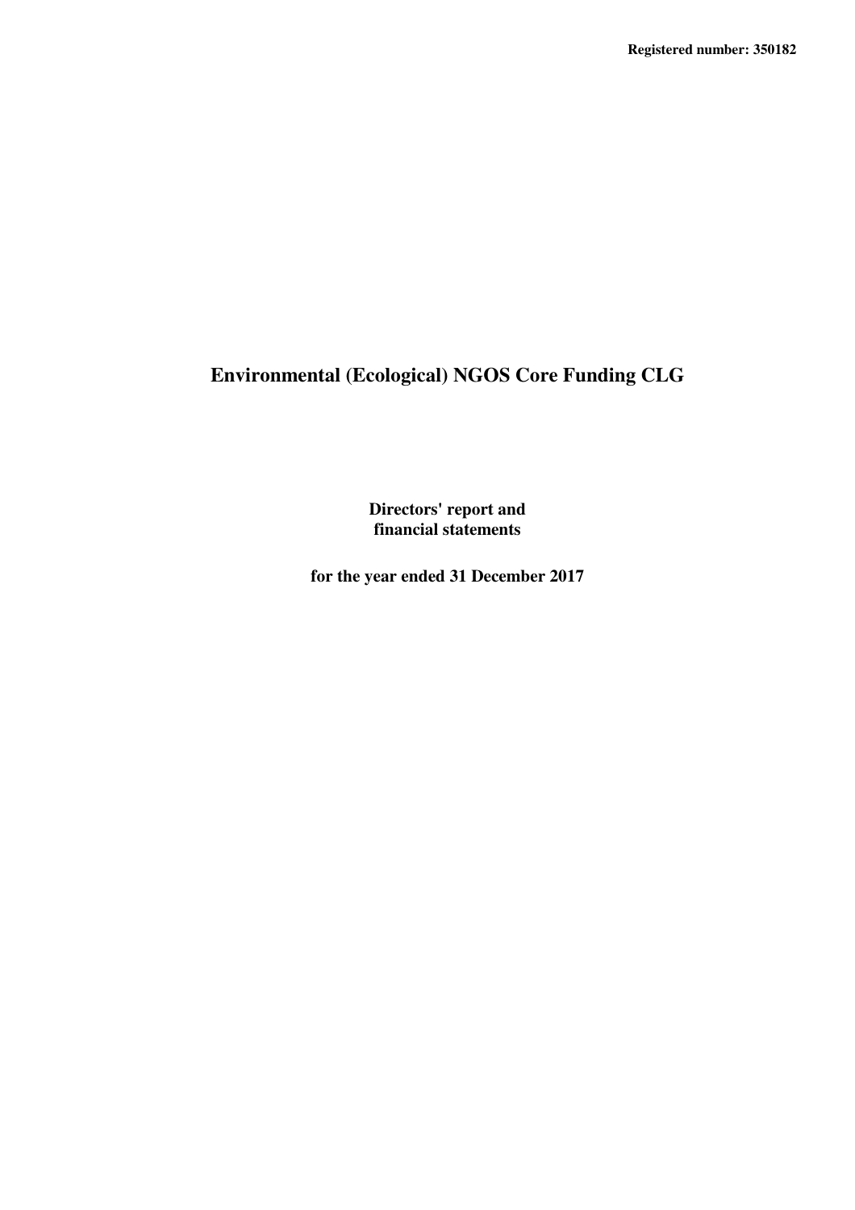**Registered number: 350182**

# Environmental (Ecological) NGOS Core Funding CLG

**Directors' report and financial statements**

**for the year ended 31 December 2017**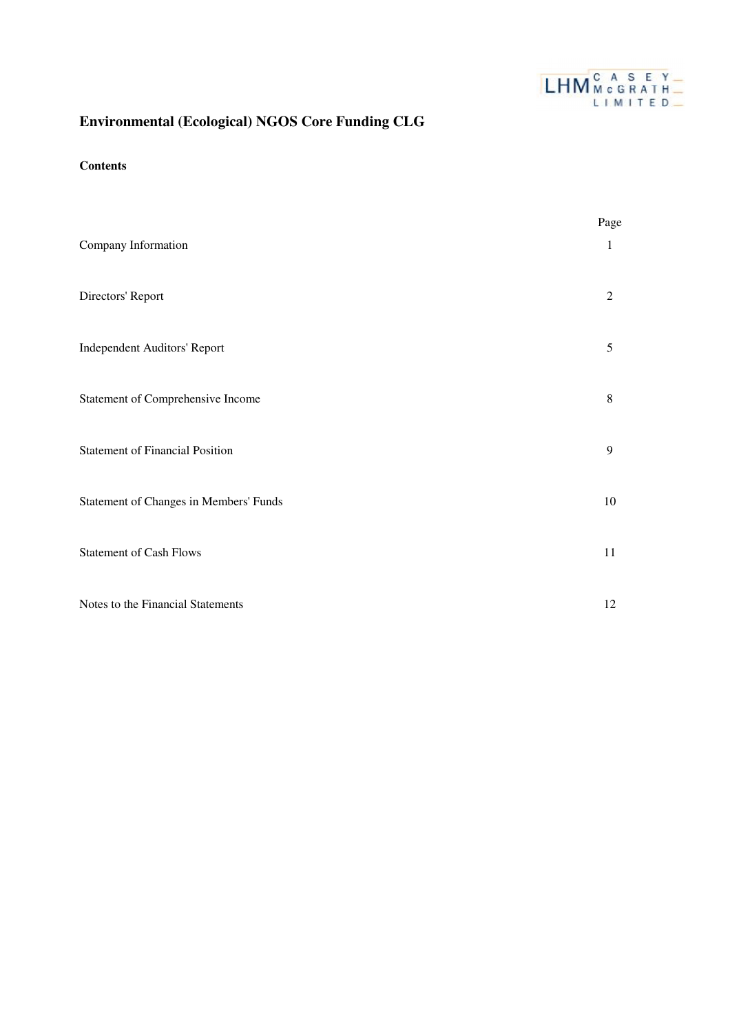# Environmental (Ecological) NGOS Core Funding CLG

## Contents

| | Page |
|---|---|
| Company Information | 1 |
| Directors' Report | 2 |
| Independent Auditors' Report | 5 |
| Statement of Comprehensive Income | 8 |
| Statement of Financial Position | 9 |
| Statement of Changes in Members' Funds | 10 |
| Statement of Cash Flows | 11 |
| Notes to the Financial Statements | 12 |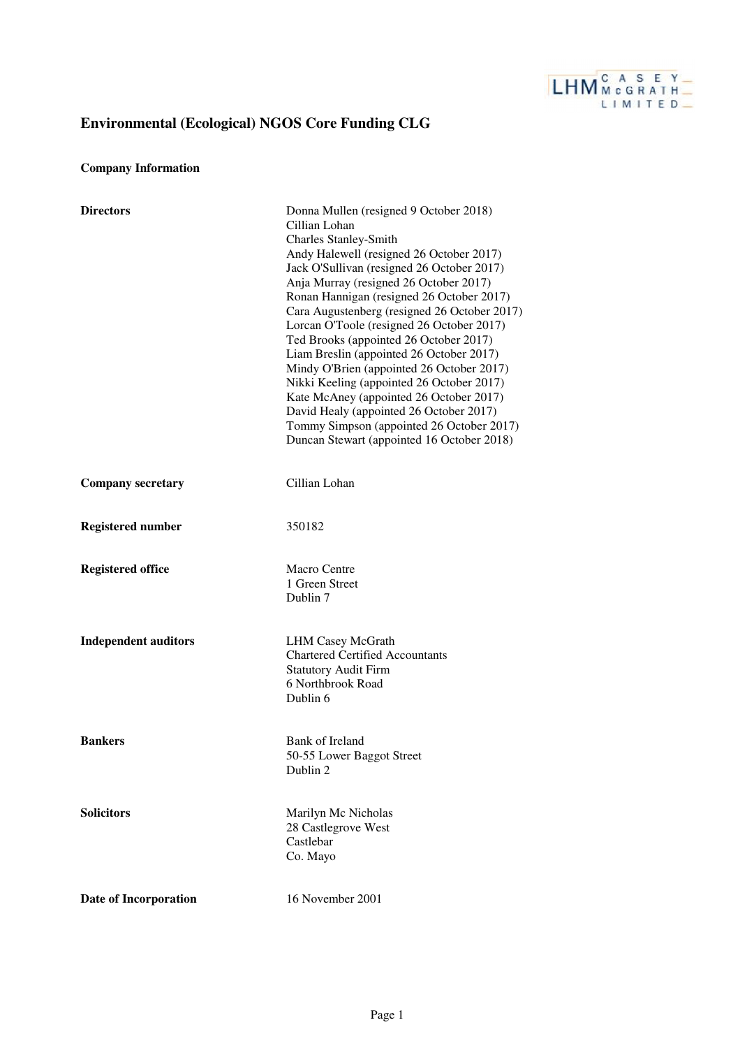# Environmental (Ecological) NGOS Core Funding CLG

## Company Information

| | |
|---|---|
| **Directors** | Donna Mullen (resigned 9 October 2018)<br>Cillian Lohan<br>Charles Stanley-Smith<br>Andy Halewell (resigned 26 October 2017)<br>Jack O'Sullivan (resigned 26 October 2017)<br>Anja Murray (resigned 26 October 2017)<br>Ronan Hannigan (resigned 26 October 2017)<br>Cara Augustenberg (resigned 26 October 2017)<br>Lorcan O'Toole (resigned 26 October 2017)<br>Ted Brooks (appointed 26 October 2017)<br>Liam Breslin (appointed 26 October 2017)<br>Mindy O'Brien (appointed 26 October 2017)<br>Nikki Keeling (appointed 26 October 2017)<br>Kate McAney (appointed 26 October 2017)<br>David Healy (appointed 26 October 2017)<br>Tommy Simpson (appointed 26 October 2017)<br>Duncan Stewart (appointed 16 October 2018) |
| **Company secretary** | Cillian Lohan |
| **Registered number** | 350182 |
| **Registered office** | Macro Centre<br>1 Green Street<br>Dublin 7 |
| **Independent auditors** | LHM Casey McGrath<br>Chartered Certified Accountants<br>Statutory Audit Firm<br>6 Northbrook Road<br>Dublin 6 |
| **Bankers** | Bank of Ireland<br>50-55 Lower Baggot Street<br>Dublin 2 |
| **Solicitors** | Marilyn Mc Nicholas<br>28 Castlegrove West<br>Castlebar<br>Co. Mayo |
| **Date of Incorporation** | 16 November 2001 |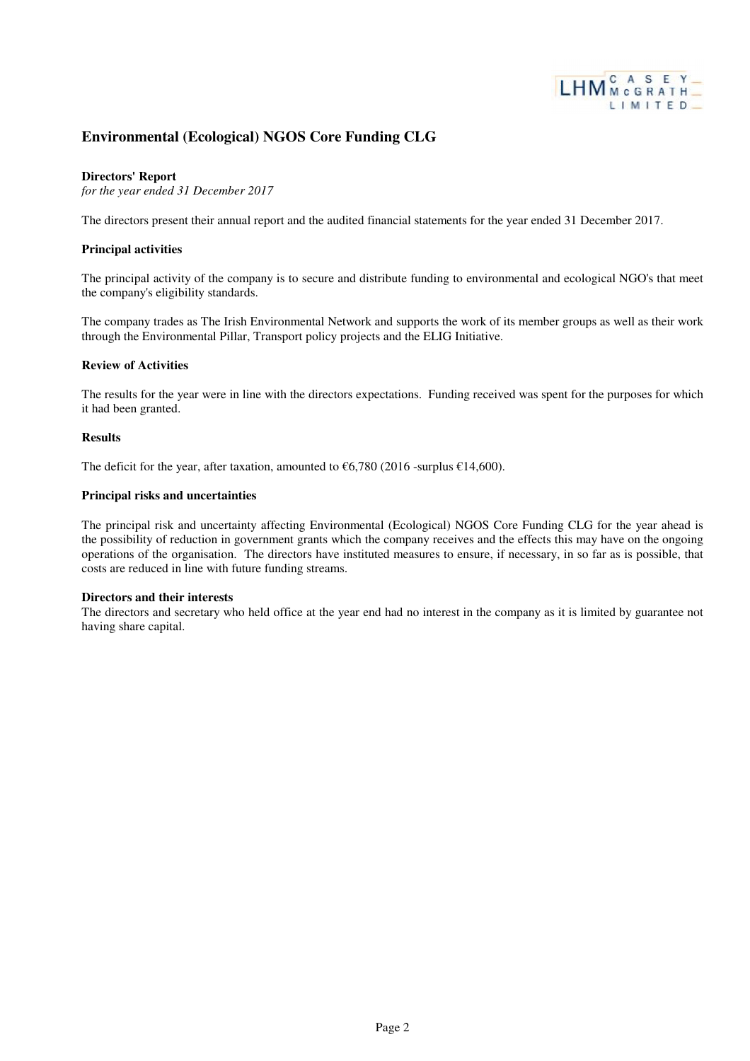# Environmental (Ecological) NGOS Core Funding CLG

## Directors' Report

*for the year ended 31 December 2017*

The directors present their annual report and the audited financial statements for the year ended 31 December 2017.

### Principal activities

The principal activity of the company is to secure and distribute funding to environmental and ecological NGO's that meet the company's eligibility standards.

The company trades as The Irish Environmental Network and supports the work of its member groups as well as their work through the Environmental Pillar, Transport policy projects and the ELIG Initiative.

### Review of Activities

The results for the year were in line with the directors expectations. Funding received was spent for the purposes for which it had been granted.

### Results

The deficit for the year, after taxation, amounted to €6,780 (2016 -surplus €14,600).

### Principal risks and uncertainties

The principal risk and uncertainty affecting Environmental (Ecological) NGOS Core Funding CLG for the year ahead is the possibility of reduction in government grants which the company receives and the effects this may have on the ongoing operations of the organisation. The directors have instituted measures to ensure, if necessary, in so far as is possible, that costs are reduced in line with future funding streams.

### Directors and their interests

The directors and secretary who held office at the year end had no interest in the company as it is limited by guarantee not having share capital.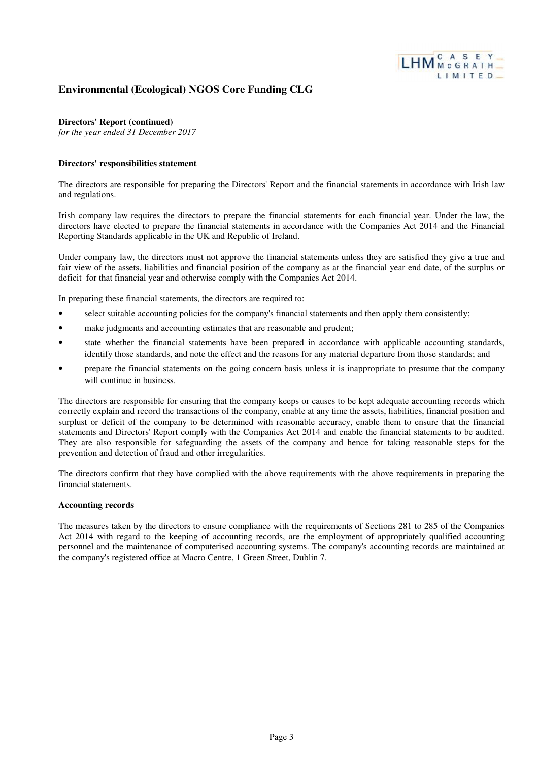# Environmental (Ecological) NGOS Core Funding CLG

**Directors' Report (continued)**
*for the year ended 31 December 2017*

**Directors' responsibilities statement**

The directors are responsible for preparing the Directors' Report and the financial statements in accordance with Irish law and regulations.

Irish company law requires the directors to prepare the financial statements for each financial year. Under the law, the directors have elected to prepare the financial statements in accordance with the Companies Act 2014 and the Financial Reporting Standards applicable in the UK and Republic of Ireland.

Under company law, the directors must not approve the financial statements unless they are satisfied they give a true and fair view of the assets, liabilities and financial position of the company as at the financial year end date, of the surplus or deficit for that financial year and otherwise comply with the Companies Act 2014.

In preparing these financial statements, the directors are required to:

- select suitable accounting policies for the company's financial statements and then apply them consistently;
- make judgments and accounting estimates that are reasonable and prudent;
- state whether the financial statements have been prepared in accordance with applicable accounting standards, identify those standards, and note the effect and the reasons for any material departure from those standards; and
- prepare the financial statements on the going concern basis unless it is inappropriate to presume that the company will continue in business.

The directors are responsible for ensuring that the company keeps or causes to be kept adequate accounting records which correctly explain and record the transactions of the company, enable at any time the assets, liabilities, financial position and surplust or deficit of the company to be determined with reasonable accuracy, enable them to ensure that the financial statements and Directors' Report comply with the Companies Act 2014 and enable the financial statements to be audited. They are also responsible for safeguarding the assets of the company and hence for taking reasonable steps for the prevention and detection of fraud and other irregularities.

The directors confirm that they have complied with the above requirements with the above requirements in preparing the financial statements.

**Accounting records**

The measures taken by the directors to ensure compliance with the requirements of Sections 281 to 285 of the Companies Act 2014 with regard to the keeping of accounting records, are the employment of appropriately qualified accounting personnel and the maintenance of computerised accounting systems. The company's accounting records are maintained at the company's registered office at Macro Centre, 1 Green Street, Dublin 7.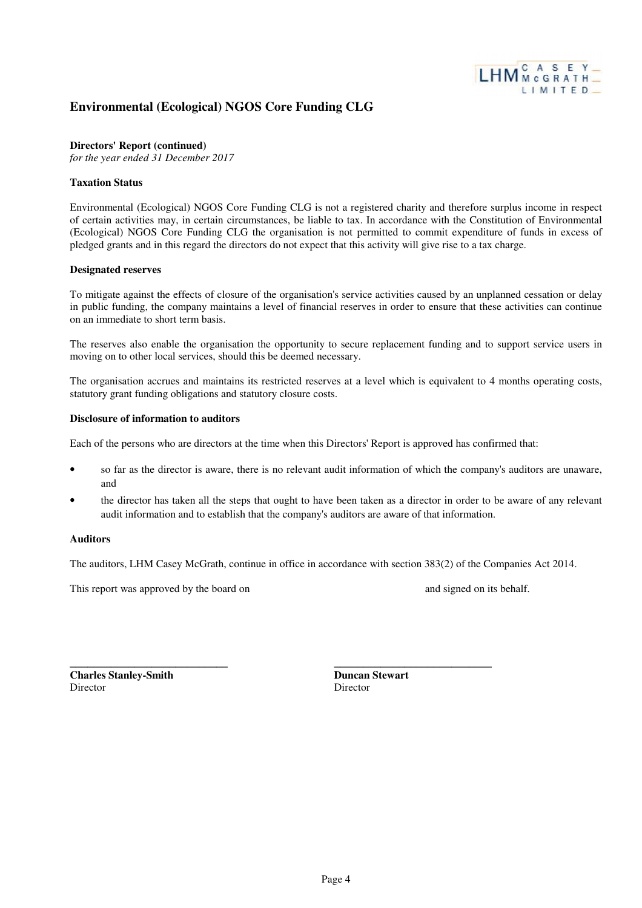# Environmental (Ecological) NGOS Core Funding CLG

**Directors' Report (continued)**
*for the year ended 31 December 2017*

**Taxation Status**

Environmental (Ecological) NGOS Core Funding CLG is not a registered charity and therefore surplus income in respect of certain activities may, in certain circumstances, be liable to tax. In accordance with the Constitution of Environmental (Ecological) NGOS Core Funding CLG the organisation is not permitted to commit expenditure of funds in excess of pledged grants and in this regard the directors do not expect that this activity will give rise to a tax charge.

**Designated reserves**

To mitigate against the effects of closure of the organisation's service activities caused by an unplanned cessation or delay in public funding, the company maintains a level of financial reserves in order to ensure that these activities can continue on an immediate to short term basis.

The reserves also enable the organisation the opportunity to secure replacement funding and to support service users in moving on to other local services, should this be deemed necessary.

The organisation accrues and maintains its restricted reserves at a level which is equivalent to 4 months operating costs, statutory grant funding obligations and statutory closure costs.

**Disclosure of information to auditors**

Each of the persons who are directors at the time when this Directors' Report is approved has confirmed that:

- so far as the director is aware, there is no relevant audit information of which the company's auditors are unaware, and
- the director has taken all the steps that ought to have been taken as a director in order to be aware of any relevant audit information and to establish that the company's auditors are aware of that information.

**Auditors**

The auditors, LHM Casey McGrath, continue in office in accordance with section 383(2) of the Companies Act 2014.

This report was approved by the board on and signed on its behalf.

| | |
|---|---|
| **Charles Stanley-Smith** | **Duncan Stewart** |
| Director | Director |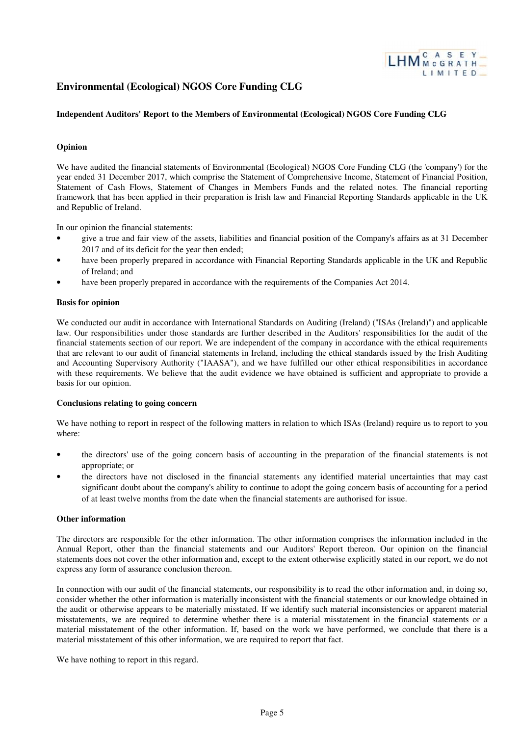# Environmental (Ecological) NGOS Core Funding CLG

## Independent Auditors' Report to the Members of Environmental (Ecological) NGOS Core Funding CLG

### Opinion

We have audited the financial statements of Environmental (Ecological) NGOS Core Funding CLG (the 'company') for the year ended 31 December 2017, which comprise the Statement of Comprehensive Income, Statement of Financial Position, Statement of Cash Flows, Statement of Changes in Members Funds and the related notes. The financial reporting framework that has been applied in their preparation is Irish law and Financial Reporting Standards applicable in the UK and Republic of Ireland.

In our opinion the financial statements:

- give a true and fair view of the assets, liabilities and financial position of the Company's affairs as at 31 December 2017 and of its deficit for the year then ended;
- have been properly prepared in accordance with Financial Reporting Standards applicable in the UK and Republic of Ireland; and
- have been properly prepared in accordance with the requirements of the Companies Act 2014.

### Basis for opinion

We conducted our audit in accordance with International Standards on Auditing (Ireland) ("ISAs (Ireland)") and applicable law. Our responsibilities under those standards are further described in the Auditors' responsibilities for the audit of the financial statements section of our report. We are independent of the company in accordance with the ethical requirements that are relevant to our audit of financial statements in Ireland, including the ethical standards issued by the Irish Auditing and Accounting Supervisory Authority ("IAASA"), and we have fulfilled our other ethical responsibilities in accordance with these requirements. We believe that the audit evidence we have obtained is sufficient and appropriate to provide a basis for our opinion.

### Conclusions relating to going concern

We have nothing to report in respect of the following matters in relation to which ISAs (Ireland) require us to report to you where:

- the directors' use of the going concern basis of accounting in the preparation of the financial statements is not appropriate; or
- the directors have not disclosed in the financial statements any identified material uncertainties that may cast significant doubt about the company's ability to continue to adopt the going concern basis of accounting for a period of at least twelve months from the date when the financial statements are authorised for issue.

### Other information

The directors are responsible for the other information. The other information comprises the information included in the Annual Report, other than the financial statements and our Auditors' Report thereon. Our opinion on the financial statements does not cover the other information and, except to the extent otherwise explicitly stated in our report, we do not express any form of assurance conclusion thereon.

In connection with our audit of the financial statements, our responsibility is to read the other information and, in doing so, consider whether the other information is materially inconsistent with the financial statements or our knowledge obtained in the audit or otherwise appears to be materially misstated. If we identify such material inconsistencies or apparent material misstatements, we are required to determine whether there is a material misstatement in the financial statements or a material misstatement of the other information. If, based on the work we have performed, we conclude that there is a material misstatement of this other information, we are required to report that fact.

We have nothing to report in this regard.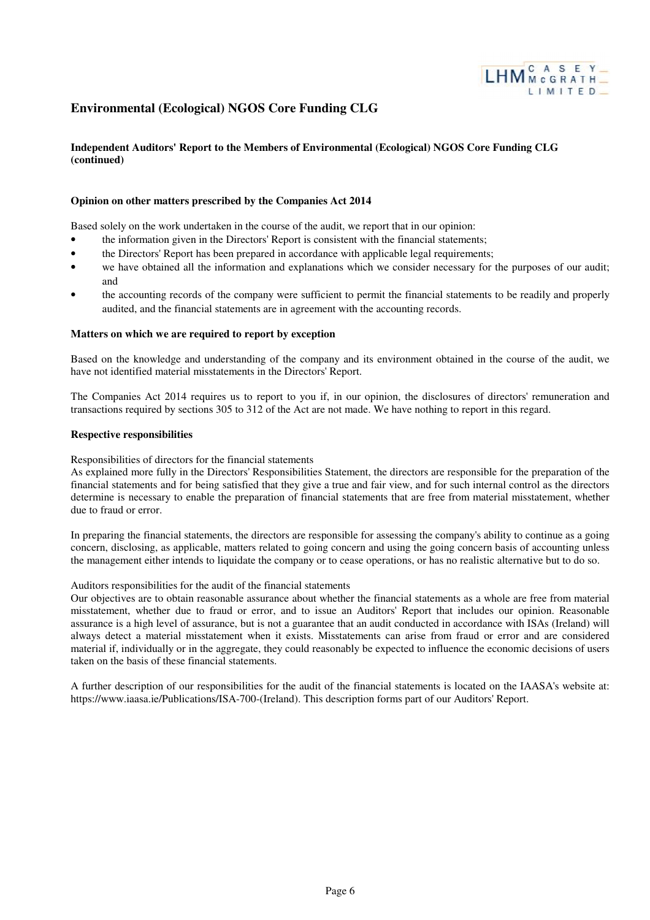## Environmental (Ecological) NGOS Core Funding CLG

**Independent Auditors' Report to the Members of Environmental (Ecological) NGOS Core Funding CLG (continued)**

**Opinion on other matters prescribed by the Companies Act 2014**

Based solely on the work undertaken in the course of the audit, we report that in our opinion:

- the information given in the Directors' Report is consistent with the financial statements;
- the Directors' Report has been prepared in accordance with applicable legal requirements;
- we have obtained all the information and explanations which we consider necessary for the purposes of our audit; and
- the accounting records of the company were sufficient to permit the financial statements to be readily and properly audited, and the financial statements are in agreement with the accounting records.

**Matters on which we are required to report by exception**

Based on the knowledge and understanding of the company and its environment obtained in the course of the audit, we have not identified material misstatements in the Directors' Report.

The Companies Act 2014 requires us to report to you if, in our opinion, the disclosures of directors' remuneration and transactions required by sections 305 to 312 of the Act are not made. We have nothing to report in this regard.

**Respective responsibilities**

Responsibilities of directors for the financial statements
As explained more fully in the Directors' Responsibilities Statement, the directors are responsible for the preparation of the financial statements and for being satisfied that they give a true and fair view, and for such internal control as the directors determine is necessary to enable the preparation of financial statements that are free from material misstatement, whether due to fraud or error.

In preparing the financial statements, the directors are responsible for assessing the company's ability to continue as a going concern, disclosing, as applicable, matters related to going concern and using the going concern basis of accounting unless the management either intends to liquidate the company or to cease operations, or has no realistic alternative but to do so.

Auditors responsibilities for the audit of the financial statements
Our objectives are to obtain reasonable assurance about whether the financial statements as a whole are free from material misstatement, whether due to fraud or error, and to issue an Auditors' Report that includes our opinion. Reasonable assurance is a high level of assurance, but is not a guarantee that an audit conducted in accordance with ISAs (Ireland) will always detect a material misstatement when it exists. Misstatements can arise from fraud or error and are considered material if, individually or in the aggregate, they could reasonably be expected to influence the economic decisions of users taken on the basis of these financial statements.

A further description of our responsibilities for the audit of the financial statements is located on the IAASA's website at: https://www.iaasa.ie/Publications/ISA-700-(Ireland). This description forms part of our Auditors' Report.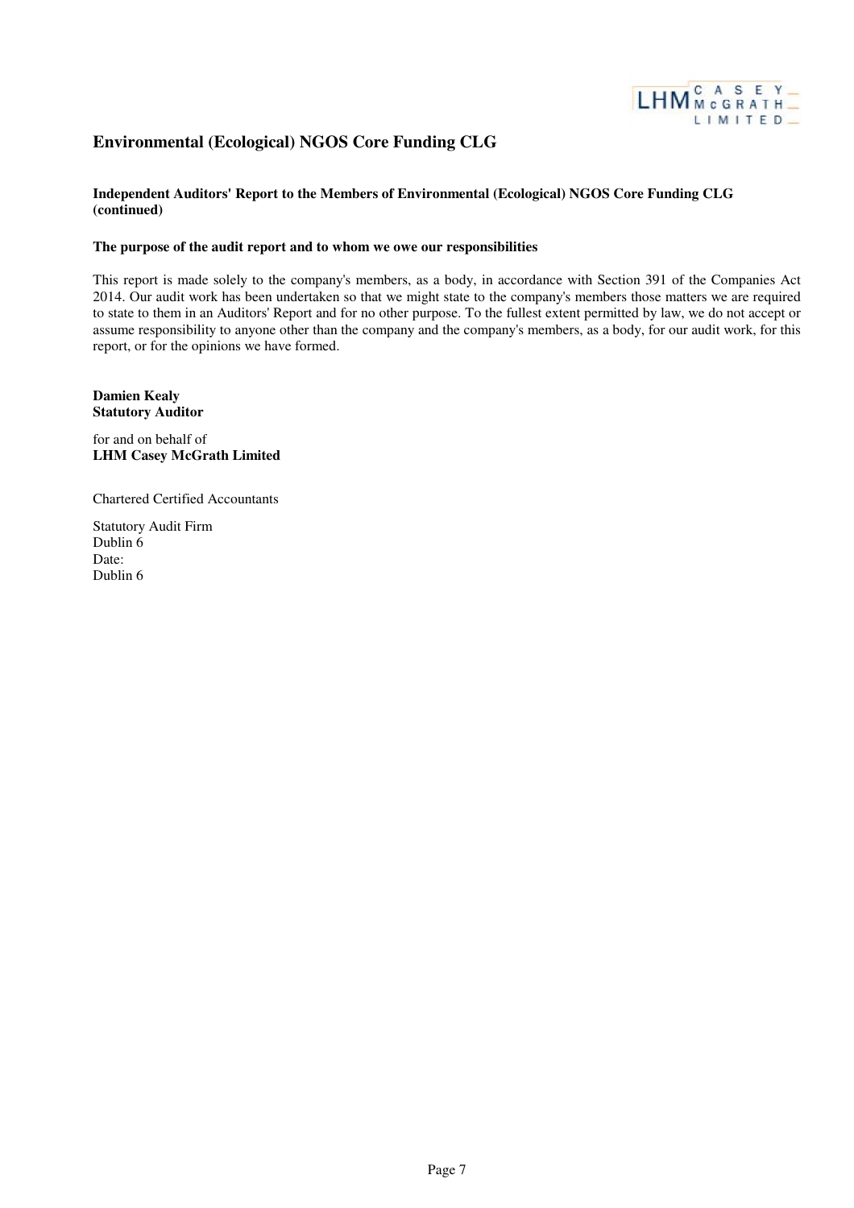## Environmental (Ecological) NGOS Core Funding CLG

**Independent Auditors' Report to the Members of Environmental (Ecological) NGOS Core Funding CLG (continued)**

**The purpose of the audit report and to whom we owe our responsibilities**

This report is made solely to the company's members, as a body, in accordance with Section 391 of the Companies Act 2014. Our audit work has been undertaken so that we might state to the company's members those matters we are required to state to them in an Auditors' Report and for no other purpose. To the fullest extent permitted by law, we do not accept or assume responsibility to anyone other than the company and the company's members, as a body, for our audit work, for this report, or for the opinions we have formed.

**Damien Kealy**
**Statutory Auditor**

for and on behalf of
**LHM Casey McGrath Limited**

Chartered Certified Accountants

Statutory Audit Firm
Dublin 6
Date:
Dublin 6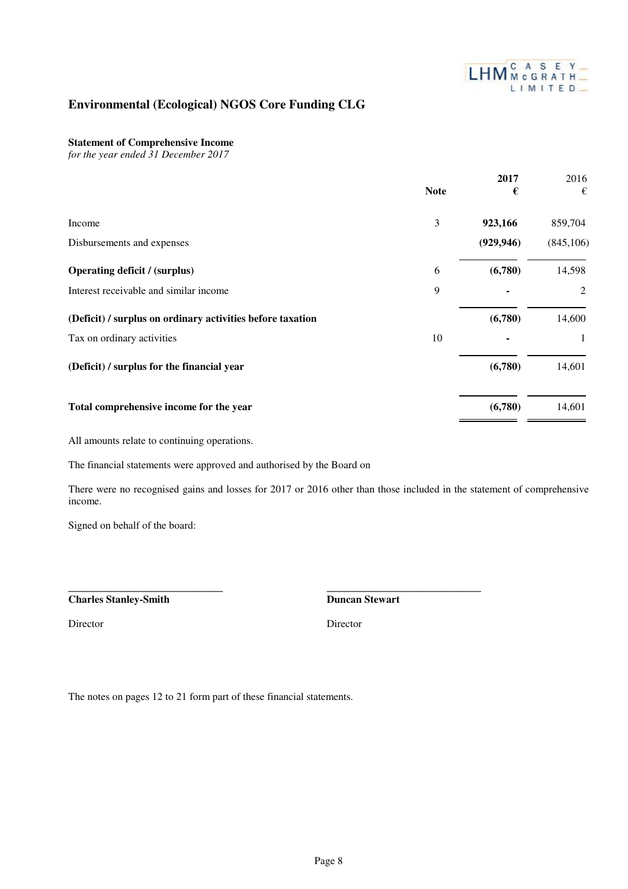# Environmental (Ecological) NGOS Core Funding CLG

**Statement of Comprehensive Income**
*for the year ended 31 December 2017*

| | Note | **2017 €** | 2016 € |
|---|---|---|---|
| Income | 3 | **923,166** | 859,704 |
| Disbursements and expenses | | **(929,946)** | (845,106) |
| **Operating deficit / (surplus)** | 6 | **(6,780)** | 14,598 |
| Interest receivable and similar income | 9 | **-** | 2 |
| **(Deficit) / surplus on ordinary activities before taxation** | | **(6,780)** | 14,600 |
| Tax on ordinary activities | 10 | **-** | 1 |
| **(Deficit) / surplus for the financial year** | | **(6,780)** | 14,601 |
| **Total comprehensive income for the year** | | **(6,780)** | 14,601 |

All amounts relate to continuing operations.

The financial statements were approved and authorised by the Board on

There were no recognised gains and losses for 2017 or 2016 other than those included in the statement of comprehensive income.

Signed on behalf of the board:

| | |
|---|---|
| **Charles Stanley-Smith** | **Duncan Stewart** |
| Director | Director |

The notes on pages 12 to 21 form part of these financial statements.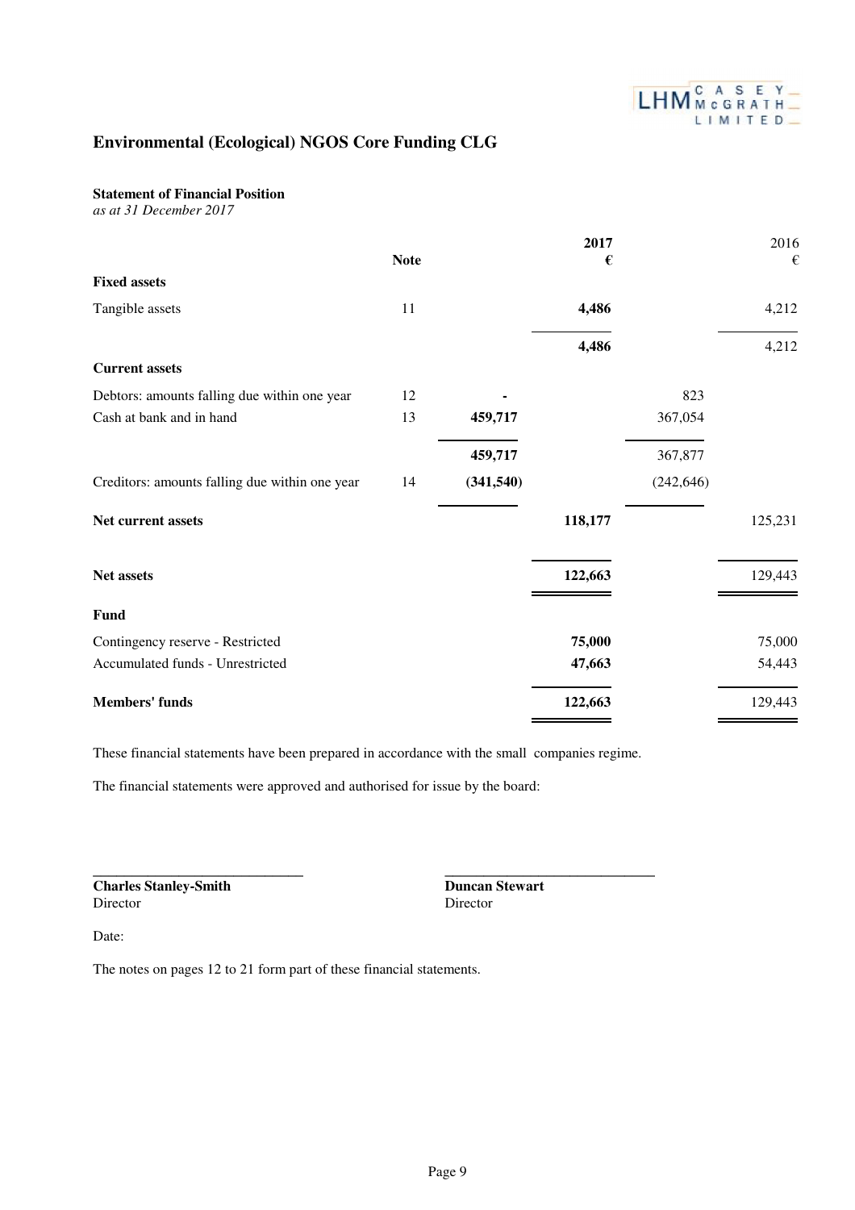## Environmental (Ecological) NGOS Core Funding CLG

**Statement of Financial Position**
*as at 31 December 2017*

| | Note | | 2017 € | | 2016 € |
|---|---|---|---|---|---|
| **Fixed assets** | | | | | |
| Tangible assets | 11 | | **4,486** | | 4,212 |
| | | | **4,486** | | 4,212 |
| **Current assets** | | | | | |
| Debtors: amounts falling due within one year | 12 | **-** | | 823 | |
| Cash at bank and in hand | 13 | **459,717** | | 367,054 | |
| | | **459,717** | | 367,877 | |
| Creditors: amounts falling due within one year | 14 | **(341,540)** | | (242,646) | |
| **Net current assets** | | | **118,177** | | 125,231 |
| **Net assets** | | | **122,663** | | 129,443 |
| **Fund** | | | | | |
| Contingency reserve - Restricted | | | **75,000** | | 75,000 |
| Accumulated funds - Unrestricted | | | **47,663** | | 54,443 |
| **Members' funds** | | | **122,663** | | 129,443 |

These financial statements have been prepared in accordance with the small companies regime.

The financial statements were approved and authorised for issue by the board:

\_\_\_\_\_\_\_\_\_\_\_\_\_\_\_\_\_\_\_\_\_\_\_\_\_\_\_\_
**Charles Stanley-Smith**
Director

\_\_\_\_\_\_\_\_\_\_\_\_\_\_\_\_\_\_\_\_\_\_\_\_\_\_\_\_
**Duncan Stewart**
Director

Date:

The notes on pages 12 to 21 form part of these financial statements.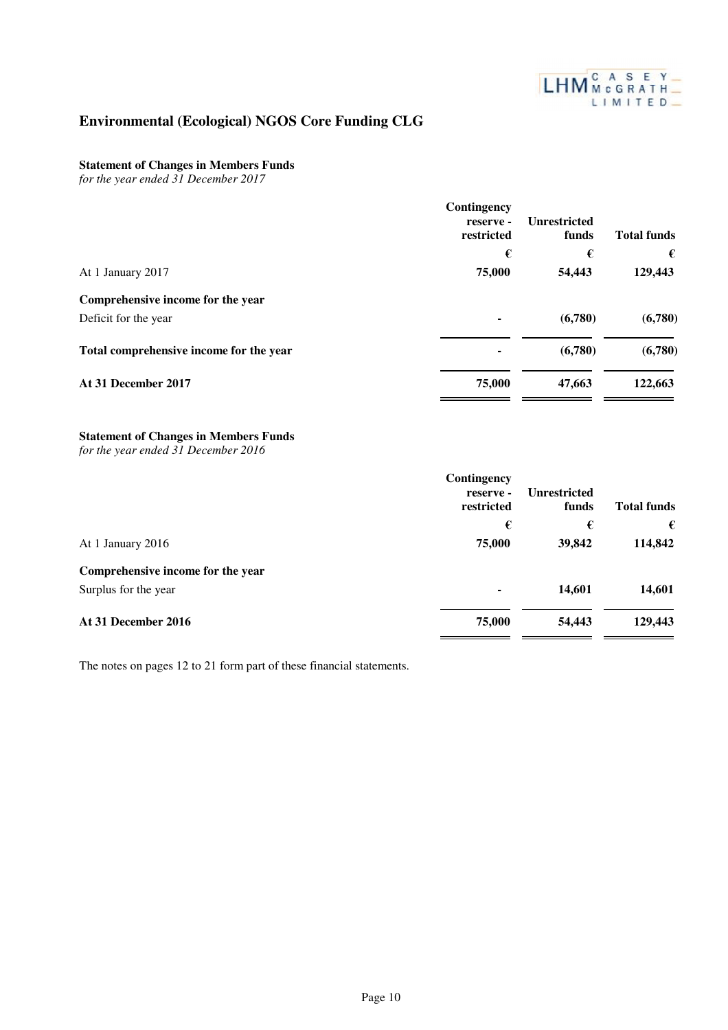# Environmental (Ecological) NGOS Core Funding CLG

## Statement of Changes in Members Funds

*for the year ended 31 December 2017*

| | Contingency reserve - restricted | Unrestricted funds | Total funds |
|---|---|---|---|
| | € | € | € |
| At 1 January 2017 | **75,000** | **54,443** | **129,443** |
| **Comprehensive income for the year** | | | |
| Deficit for the year | **-** | **(6,780)** | **(6,780)** |
| **Total comprehensive income for the year** | **-** | **(6,780)** | **(6,780)** |
| **At 31 December 2017** | **75,000** | **47,663** | **122,663** |

## Statement of Changes in Members Funds

*for the year ended 31 December 2016*

| | Contingency reserve - restricted | Unrestricted funds | Total funds |
|---|---|---|---|
| | € | € | € |
| At 1 January 2016 | **75,000** | **39,842** | **114,842** |
| **Comprehensive income for the year** | | | |
| Surplus for the year | **-** | **14,601** | **14,601** |
| **At 31 December 2016** | **75,000** | **54,443** | **129,443** |

The notes on pages 12 to 21 form part of these financial statements.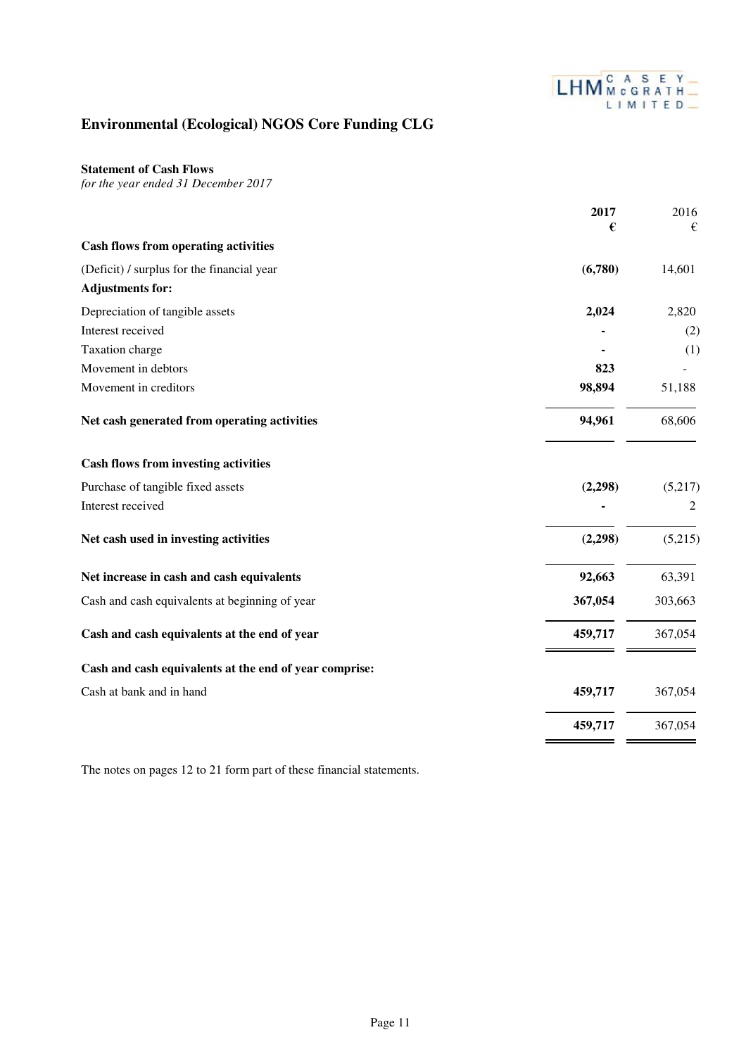# Environmental (Ecological) NGOS Core Funding CLG

**Statement of Cash Flows**
*for the year ended 31 December 2017*

| | **2017** | 2016 |
|---|---|---|
| | **€** | € |
| **Cash flows from operating activities** | | |
| (Deficit) / surplus for the financial year | **(6,780)** | 14,601 |
| **Adjustments for:** | | |
| Depreciation of tangible assets | **2,024** | 2,820 |
| Interest received | **-** | (2) |
| Taxation charge | **-** | (1) |
| Movement in debtors | **823** | - |
| Movement in creditors | **98,894** | 51,188 |
| **Net cash generated from operating activities** | **94,961** | 68,606 |
| **Cash flows from investing activities** | | |
| Purchase of tangible fixed assets | **(2,298)** | (5,217) |
| Interest received | **-** | 2 |
| **Net cash used in investing activities** | **(2,298)** | (5,215) |
| **Net increase in cash and cash equivalents** | **92,663** | 63,391 |
| Cash and cash equivalents at beginning of year | **367,054** | 303,663 |
| **Cash and cash equivalents at the end of year** | **459,717** | 367,054 |
| **Cash and cash equivalents at the end of year comprise:** | | |
| Cash at bank and in hand | **459,717** | 367,054 |
| | **459,717** | 367,054 |

The notes on pages 12 to 21 form part of these financial statements.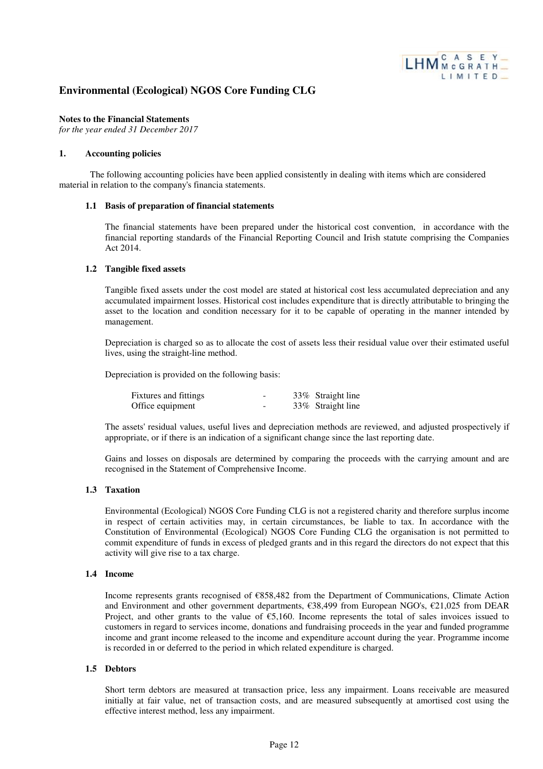# Environmental (Ecological) NGOS Core Funding CLG

**Notes to the Financial Statements**
*for the year ended 31 December 2017*

## 1. Accounting policies

The following accounting policies have been applied consistently in dealing with items which are considered material in relation to the company's financia statements.

### 1.1 Basis of preparation of financial statements

The financial statements have been prepared under the historical cost convention, in accordance with the financial reporting standards of the Financial Reporting Council and Irish statute comprising the Companies Act 2014.

### 1.2 Tangible fixed assets

Tangible fixed assets under the cost model are stated at historical cost less accumulated depreciation and any accumulated impairment losses. Historical cost includes expenditure that is directly attributable to bringing the asset to the location and condition necessary for it to be capable of operating in the manner intended by management.

Depreciation is charged so as to allocate the cost of assets less their residual value over their estimated useful lives, using the straight-line method.

Depreciation is provided on the following basis:

| | | |
|---|---|---|
| Fixtures and fittings | - | 33% Straight line |
| Office equipment | - | 33% Straight line |

The assets' residual values, useful lives and depreciation methods are reviewed, and adjusted prospectively if appropriate, or if there is an indication of a significant change since the last reporting date.

Gains and losses on disposals are determined by comparing the proceeds with the carrying amount and are recognised in the Statement of Comprehensive Income.

### 1.3 Taxation

Environmental (Ecological) NGOS Core Funding CLG is not a registered charity and therefore surplus income in respect of certain activities may, in certain circumstances, be liable to tax. In accordance with the Constitution of Environmental (Ecological) NGOS Core Funding CLG the organisation is not permitted to commit expenditure of funds in excess of pledged grants and in this regard the directors do not expect that this activity will give rise to a tax charge.

### 1.4 Income

Income represents grants recognised of €858,482 from the Department of Communications, Climate Action and Environment and other government departments, €38,499 from European NGO's, €21,025 from DEAR Project, and other grants to the value of €5,160. Income represents the total of sales invoices issued to customers in regard to services income, donations and fundraising proceeds in the year and funded programme income and grant income released to the income and expenditure account during the year. Programme income is recorded in or deferred to the period in which related expenditure is charged.

### 1.5 Debtors

Short term debtors are measured at transaction price, less any impairment. Loans receivable are measured initially at fair value, net of transaction costs, and are measured subsequently at amortised cost using the effective interest method, less any impairment.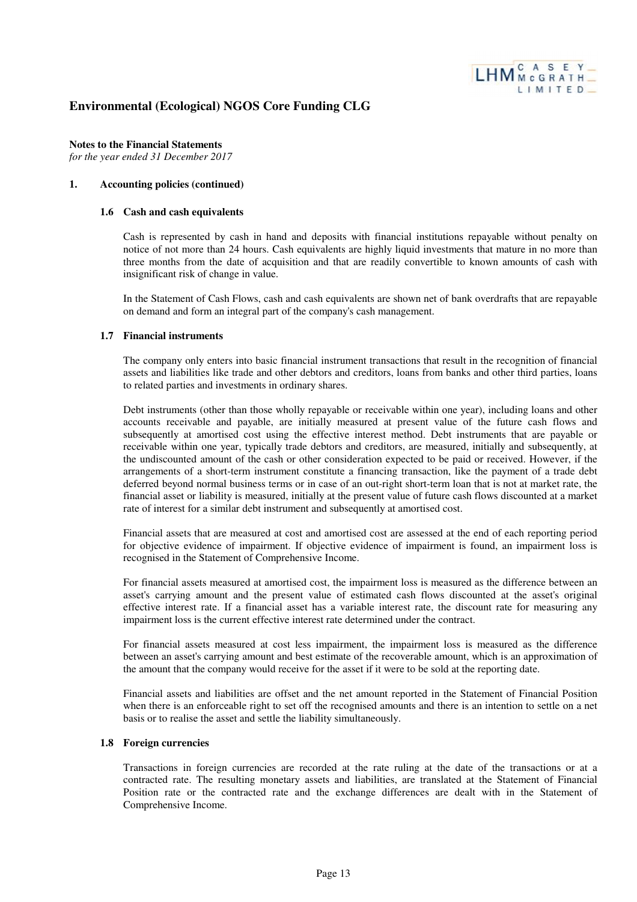# Environmental (Ecological) NGOS Core Funding CLG

**Notes to the Financial Statements**
*for the year ended 31 December 2017*

## 1. Accounting policies (continued)

### 1.6 Cash and cash equivalents

Cash is represented by cash in hand and deposits with financial institutions repayable without penalty on notice of not more than 24 hours. Cash equivalents are highly liquid investments that mature in no more than three months from the date of acquisition and that are readily convertible to known amounts of cash with insignificant risk of change in value.

In the Statement of Cash Flows, cash and cash equivalents are shown net of bank overdrafts that are repayable on demand and form an integral part of the company's cash management.

### 1.7 Financial instruments

The company only enters into basic financial instrument transactions that result in the recognition of financial assets and liabilities like trade and other debtors and creditors, loans from banks and other third parties, loans to related parties and investments in ordinary shares.

Debt instruments (other than those wholly repayable or receivable within one year), including loans and other accounts receivable and payable, are initially measured at present value of the future cash flows and subsequently at amortised cost using the effective interest method. Debt instruments that are payable or receivable within one year, typically trade debtors and creditors, are measured, initially and subsequently, at the undiscounted amount of the cash or other consideration expected to be paid or received. However, if the arrangements of a short-term instrument constitute a financing transaction, like the payment of a trade debt deferred beyond normal business terms or in case of an out-right short-term loan that is not at market rate, the financial asset or liability is measured, initially at the present value of future cash flows discounted at a market rate of interest for a similar debt instrument and subsequently at amortised cost.

Financial assets that are measured at cost and amortised cost are assessed at the end of each reporting period for objective evidence of impairment. If objective evidence of impairment is found, an impairment loss is recognised in the Statement of Comprehensive Income.

For financial assets measured at amortised cost, the impairment loss is measured as the difference between an asset's carrying amount and the present value of estimated cash flows discounted at the asset's original effective interest rate. If a financial asset has a variable interest rate, the discount rate for measuring any impairment loss is the current effective interest rate determined under the contract.

For financial assets measured at cost less impairment, the impairment loss is measured as the difference between an asset's carrying amount and best estimate of the recoverable amount, which is an approximation of the amount that the company would receive for the asset if it were to be sold at the reporting date.

Financial assets and liabilities are offset and the net amount reported in the Statement of Financial Position when there is an enforceable right to set off the recognised amounts and there is an intention to settle on a net basis or to realise the asset and settle the liability simultaneously.

### 1.8 Foreign currencies

Transactions in foreign currencies are recorded at the rate ruling at the date of the transactions or at a contracted rate. The resulting monetary assets and liabilities, are translated at the Statement of Financial Position rate or the contracted rate and the exchange differences are dealt with in the Statement of Comprehensive Income.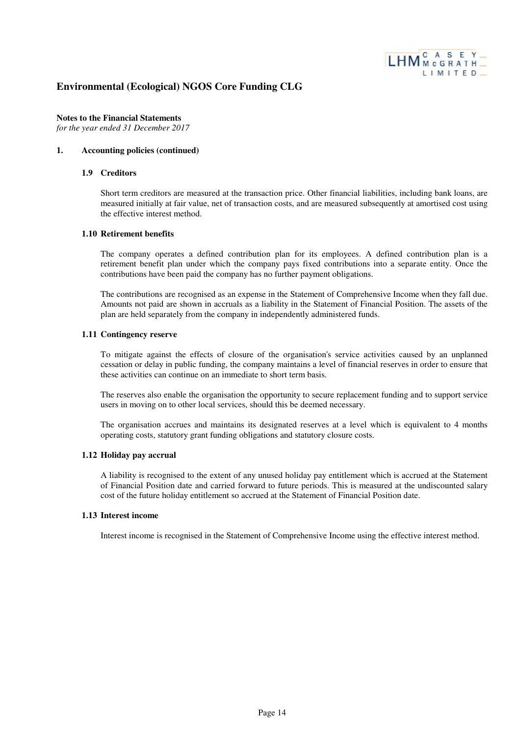# Environmental (Ecological) NGOS Core Funding CLG

**Notes to the Financial Statements**
*for the year ended 31 December 2017*

## 1. Accounting policies (continued)

### 1.9 Creditors

Short term creditors are measured at the transaction price. Other financial liabilities, including bank loans, are measured initially at fair value, net of transaction costs, and are measured subsequently at amortised cost using the effective interest method.

### 1.10 Retirement benefits

The company operates a defined contribution plan for its employees. A defined contribution plan is a retirement benefit plan under which the company pays fixed contributions into a separate entity. Once the contributions have been paid the company has no further payment obligations.

The contributions are recognised as an expense in the Statement of Comprehensive Income when they fall due. Amounts not paid are shown in accruals as a liability in the Statement of Financial Position. The assets of the plan are held separately from the company in independently administered funds.

### 1.11 Contingency reserve

To mitigate against the effects of closure of the organisation's service activities caused by an unplanned cessation or delay in public funding, the company maintains a level of financial reserves in order to ensure that these activities can continue on an immediate to short term basis.

The reserves also enable the organisation the opportunity to secure replacement funding and to support service users in moving on to other local services, should this be deemed necessary.

The organisation accrues and maintains its designated reserves at a level which is equivalent to 4 months operating costs, statutory grant funding obligations and statutory closure costs.

### 1.12 Holiday pay accrual

A liability is recognised to the extent of any unused holiday pay entitlement which is accrued at the Statement of Financial Position date and carried forward to future periods. This is measured at the undiscounted salary cost of the future holiday entitlement so accrued at the Statement of Financial Position date.

### 1.13 Interest income

Interest income is recognised in the Statement of Comprehensive Income using the effective interest method.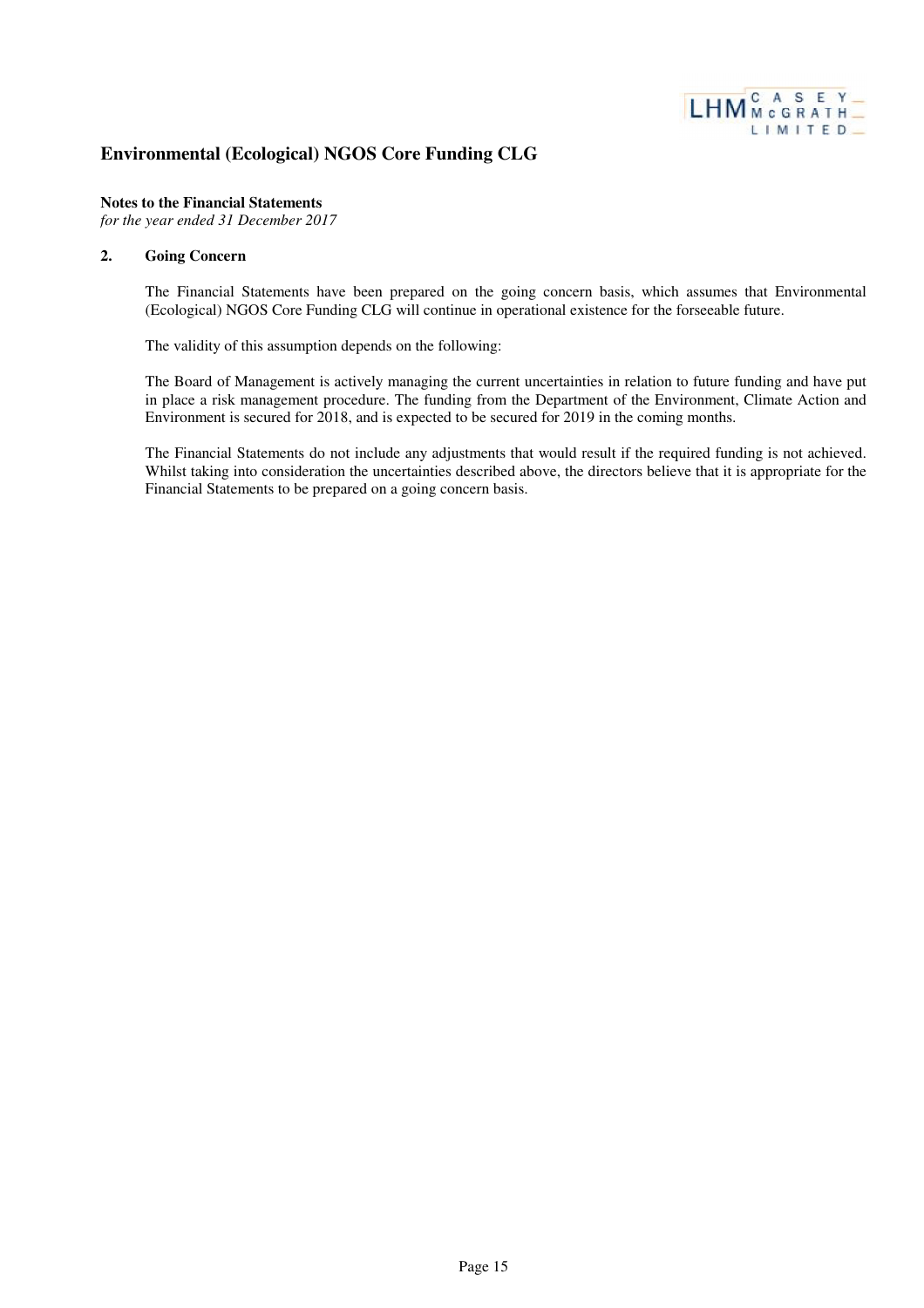# Environmental (Ecological) NGOS Core Funding CLG

**Notes to the Financial Statements**
*for the year ended 31 December 2017*

**2. Going Concern**

The Financial Statements have been prepared on the going concern basis, which assumes that Environmental (Ecological) NGOS Core Funding CLG will continue in operational existence for the forseeable future.

The validity of this assumption depends on the following:

The Board of Management is actively managing the current uncertainties in relation to future funding and have put in place a risk management procedure. The funding from the Department of the Environment, Climate Action and Environment is secured for 2018, and is expected to be secured for 2019 in the coming months.

The Financial Statements do not include any adjustments that would result if the required funding is not achieved. Whilst taking into consideration the uncertainties described above, the directors believe that it is appropriate for the Financial Statements to be prepared on a going concern basis.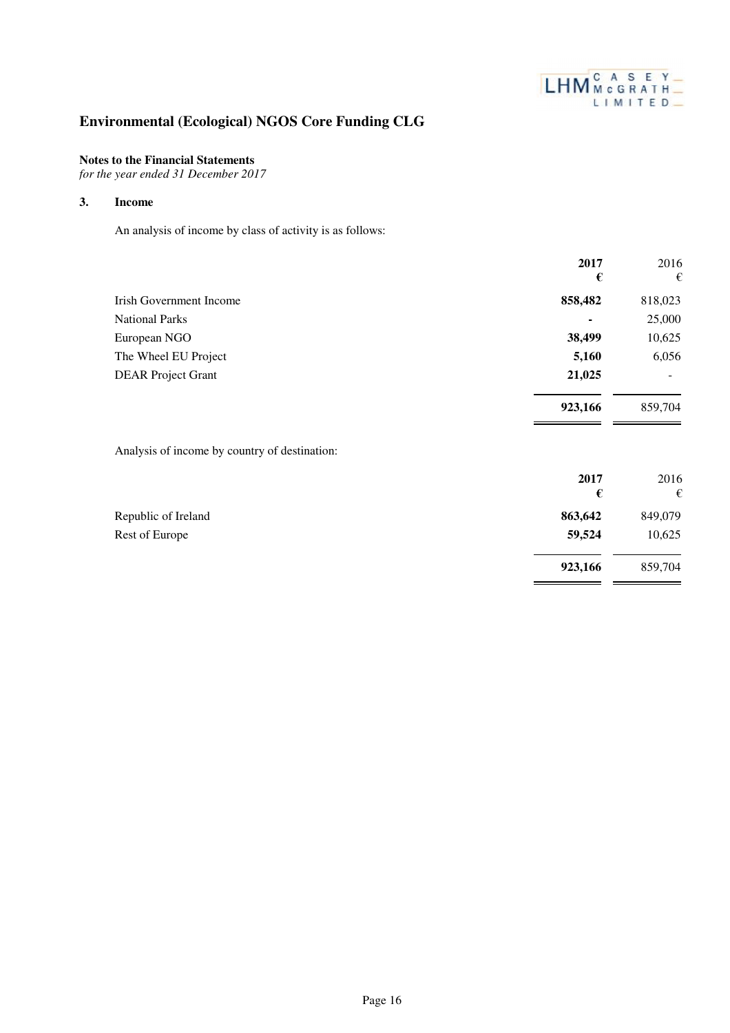# Environmental (Ecological) NGOS Core Funding CLG

**Notes to the Financial Statements**
*for the year ended 31 December 2017*

## 3. Income

An analysis of income by class of activity is as follows:

| | **2017** | 2016 |
|---|---|---|
| | **€** | € |
| Irish Government Income | **858,482** | 818,023 |
| National Parks | **-** | 25,000 |
| European NGO | **38,499** | 10,625 |
| The Wheel EU Project | **5,160** | 6,056 |
| DEAR Project Grant | **21,025** | - |
| | **923,166** | 859,704 |

Analysis of income by country of destination:

| | **2017** | 2016 |
|---|---|---|
| | **€** | € |
| Republic of Ireland | **863,642** | 849,079 |
| Rest of Europe | **59,524** | 10,625 |
| | **923,166** | 859,704 |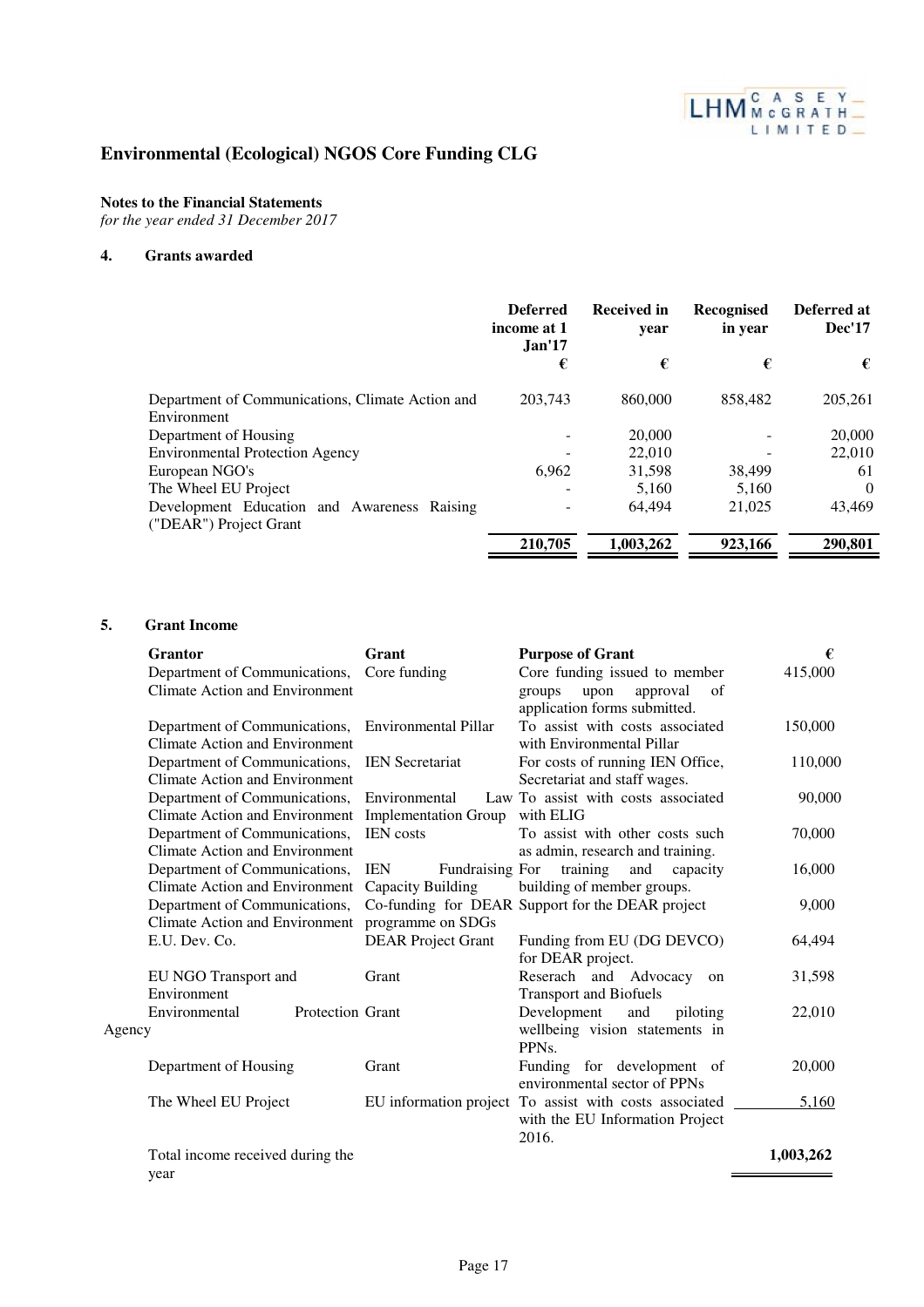# Environmental (Ecological) NGOS Core Funding CLG

**Notes to the Financial Statements**
*for the year ended 31 December 2017*

## 4. Grants awarded

| | Deferred income at 1 Jan'17 | Received in year | Recognised in year | Deferred at Dec'17 |
|---|---|---|---|---|
| | € | € | € | € |
| Department of Communications, Climate Action and Environment | 203,743 | 860,000 | 858,482 | 205,261 |
| Department of Housing | - | 20,000 | - | 20,000 |
| Environmental Protection Agency | - | 22,010 | - | 22,010 |
| European NGO's | 6,962 | 31,598 | 38,499 | 61 |
| The Wheel EU Project | - | 5,160 | 5,160 | 0 |
| Development Education and Awareness Raising ("DEAR") Project Grant | - | 64,494 | 21,025 | 43,469 |
| | **210,705** | **1,003,262** | **923,166** | **290,801** |

## 5. Grant Income

| Grantor | Grant | Purpose of Grant | € |
|---|---|---|---|
| Department of Communications, Climate Action and Environment | Core funding | Core funding issued to member groups upon approval of application forms submitted. | 415,000 |
| Department of Communications, Climate Action and Environment | Environmental Pillar | To assist with costs associated with Environmental Pillar | 150,000 |
| Department of Communications, Climate Action and Environment | IEN Secretariat | For costs of running IEN Office, Secretariat and staff wages. | 110,000 |
| Department of Communications, Climate Action and Environment | Environmental Law Implementation Group | To assist with costs associated with ELIG | 90,000 |
| Department of Communications, Climate Action and Environment | IEN costs | To assist with other costs such as admin, research and training. | 70,000 |
| Department of Communications, Climate Action and Environment | IEN Fundraising Capacity Building | For training and capacity building of member groups. | 16,000 |
| Department of Communications, Climate Action and Environment | Co-funding for DEAR programme on SDGs | Support for the DEAR project | 9,000 |
| E.U. Dev. Co. | DEAR Project Grant | Funding from EU (DG DEVCO) for DEAR project. | 64,494 |
| EU NGO Transport and Environment | Grant | Reserach and Advocacy on Transport and Biofuels | 31,598 |
| Environmental Protection Agency | Grant | Development and piloting wellbeing vision statements in PPNs. | 22,010 |
| Department of Housing | Grant | Funding for development of environmental sector of PPNs | 20,000 |
| The Wheel EU Project | EU information project | To assist with costs associated with the EU Information Project 2016. | 5,160 |
| Total income received during the year | | | **1,003,262** |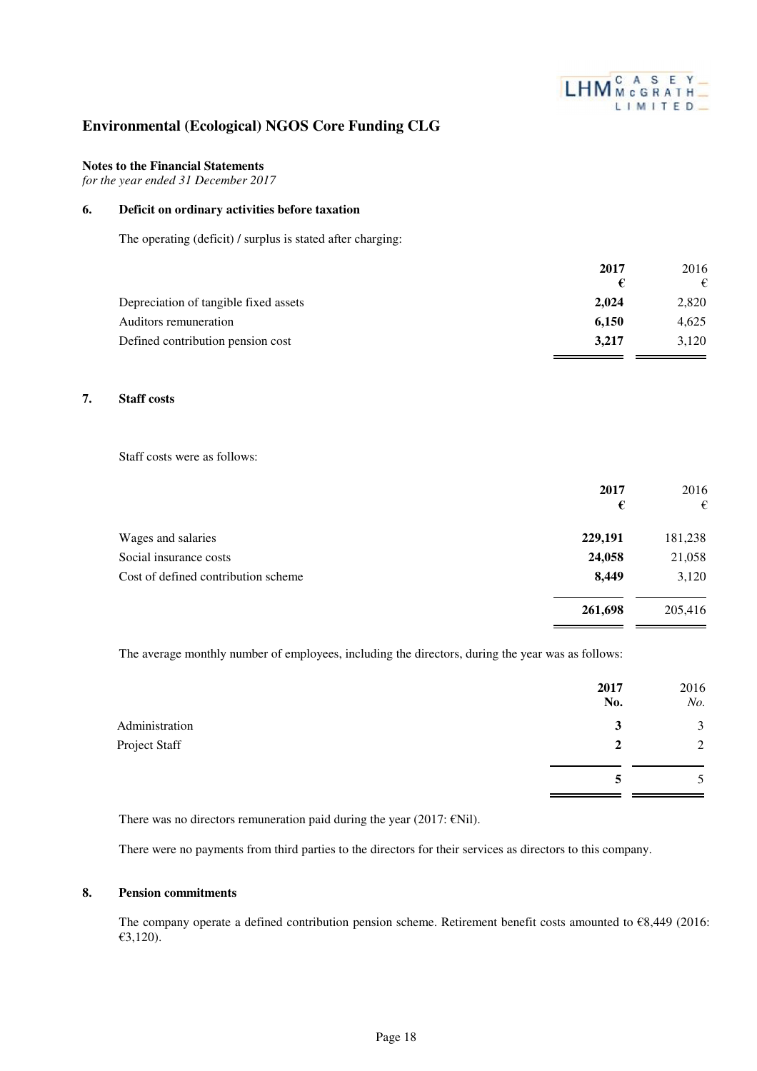# Environmental (Ecological) NGOS Core Funding CLG

**Notes to the Financial Statements**
*for the year ended 31 December 2017*

## 6. Deficit on ordinary activities before taxation

The operating (deficit) / surplus is stated after charging:

| | **2017** | 2016 |
|---|---|---|
| | **€** | € |
| Depreciation of tangible fixed assets | **2,024** | 2,820 |
| Auditors remuneration | **6,150** | 4,625 |
| Defined contribution pension cost | **3,217** | 3,120 |

## 7. Staff costs

Staff costs were as follows:

| | **2017** | 2016 |
|---|---|---|
| | **€** | € |
| Wages and salaries | **229,191** | 181,238 |
| Social insurance costs | **24,058** | 21,058 |
| Cost of defined contribution scheme | **8,449** | 3,120 |
| | **261,698** | 205,416 |

The average monthly number of employees, including the directors, during the year was as follows:

| | **2017** | 2016 |
|---|---|---|
| | **No.** | *No.* |
| Administration | **3** | 3 |
| Project Staff | **2** | 2 |
| | **5** | 5 |

There was no directors remuneration paid during the year (2017: €Nil).

There were no payments from third parties to the directors for their services as directors to this company.

## 8. Pension commitments

The company operate a defined contribution pension scheme. Retirement benefit costs amounted to €8,449 (2016: €3,120).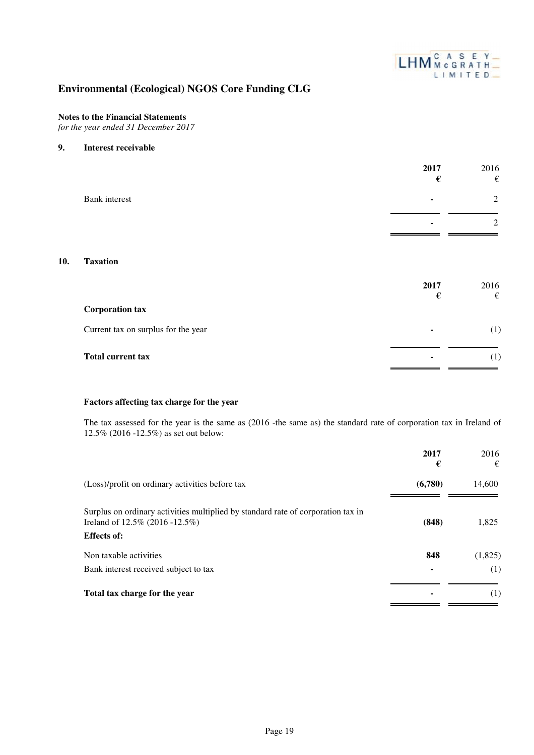# Environmental (Ecological) NGOS Core Funding CLG

**Notes to the Financial Statements**
*for the year ended 31 December 2017*

## 9. Interest receivable

| | **2017** **€** | 2016 € |
|---|---|---|
| Bank interest | - | 2 |
| | - | 2 |

## 10. Taxation

| | **2017** **€** | 2016 € |
|---|---|---|
| **Corporation tax** | | |
| Current tax on surplus for the year | - | (1) |
| **Total current tax** | - | (1) |

**Factors affecting tax charge for the year**

The tax assessed for the year is the same as (2016 -the same as) the standard rate of corporation tax in Ireland of 12.5% (2016 -12.5%) as set out below:

| | **2017** **€** | 2016 € |
|---|---|---|
| (Loss)/profit on ordinary activities before tax | **(6,780)** | 14,600 |
| Surplus on ordinary activities multiplied by standard rate of corporation tax in Ireland of 12.5% (2016 -12.5%) | **(848)** | 1,825 |
| **Effects of:** | | |
| Non taxable activities | **848** | (1,825) |
| Bank interest received subject to tax | - | (1) |
| **Total tax charge for the year** | - | (1) |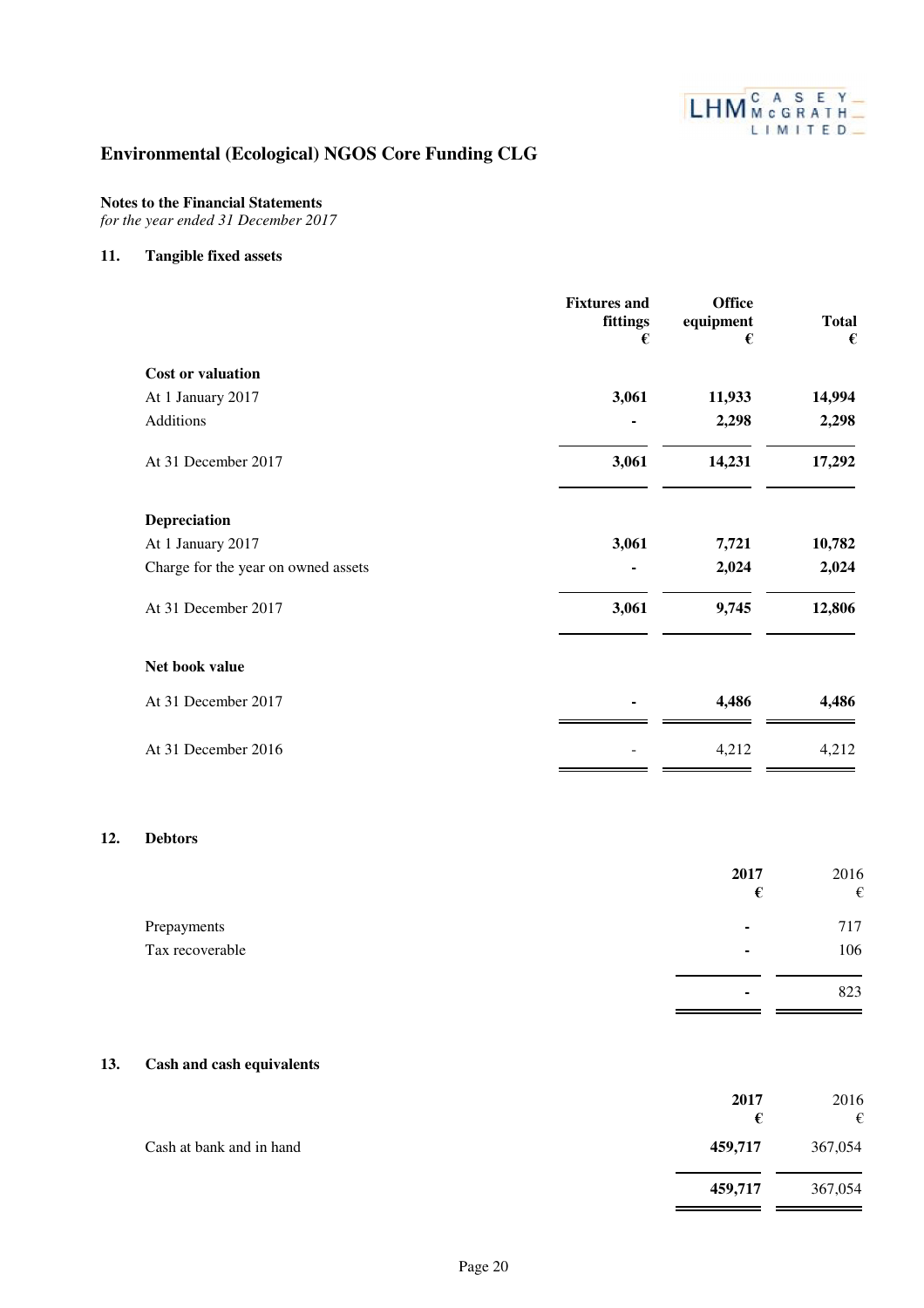# Environmental (Ecological) NGOS Core Funding CLG

**Notes to the Financial Statements**
*for the year ended 31 December 2017*

## 11. Tangible fixed assets

| | Fixtures and fittings € | Office equipment € | Total € |
|---|---|---|---|
| **Cost or valuation** | | | |
| At 1 January 2017 | **3,061** | **11,933** | **14,994** |
| Additions | **-** | **2,298** | **2,298** |
| At 31 December 2017 | **3,061** | **14,231** | **17,292** |
| **Depreciation** | | | |
| At 1 January 2017 | **3,061** | **7,721** | **10,782** |
| Charge for the year on owned assets | **-** | **2,024** | **2,024** |
| At 31 December 2017 | **3,061** | **9,745** | **12,806** |
| **Net book value** | | | |
| At 31 December 2017 | **-** | **4,486** | **4,486** |
| At 31 December 2016 | - | 4,212 | 4,212 |

## 12. Debtors

| | **2017** € | 2016 € |
|---|---|---|
| Prepayments | **-** | 717 |
| Tax recoverable | **-** | 106 |
| | **-** | 823 |

## 13. Cash and cash equivalents

| | **2017** € | 2016 € |
|---|---|---|
| Cash at bank and in hand | **459,717** | 367,054 |
| | **459,717** | 367,054 |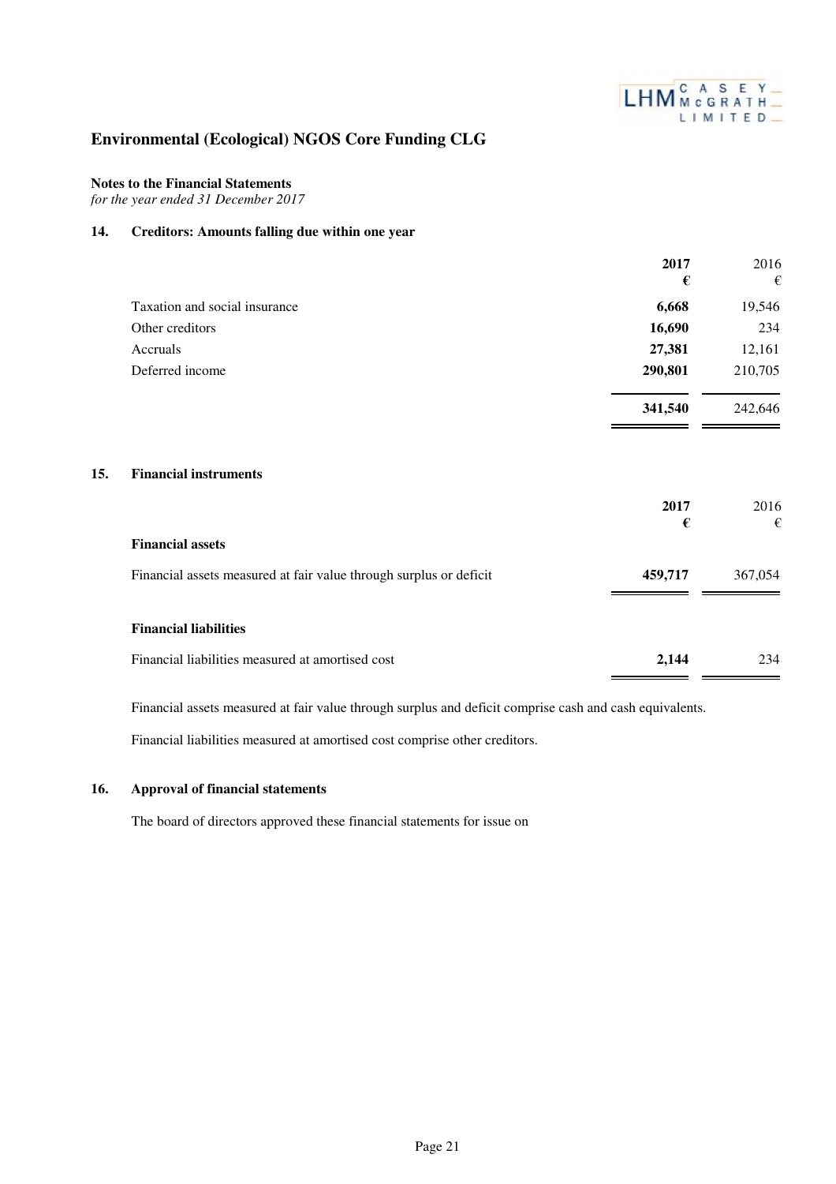# Environmental (Ecological) NGOS Core Funding CLG

**Notes to the Financial Statements**
*for the year ended 31 December 2017*

## 14. Creditors: Amounts falling due within one year

| | **2017** **€** | 2016 € |
|---|---|---|
| Taxation and social insurance | **6,668** | 19,546 |
| Other creditors | **16,690** | 234 |
| Accruals | **27,381** | 12,161 |
| Deferred income | **290,801** | 210,705 |
| | **341,540** | 242,646 |

## 15. Financial instruments

| | **2017** **€** | 2016 € |
|---|---|---|
| **Financial assets** | | |
| Financial assets measured at fair value through surplus or deficit | **459,717** | 367,054 |
| **Financial liabilities** | | |
| Financial liabilities measured at amortised cost | **2,144** | 234 |

Financial assets measured at fair value through surplus and deficit comprise cash and cash equivalents.

Financial liabilities measured at amortised cost comprise other creditors.

## 16. Approval of financial statements

The board of directors approved these financial statements for issue on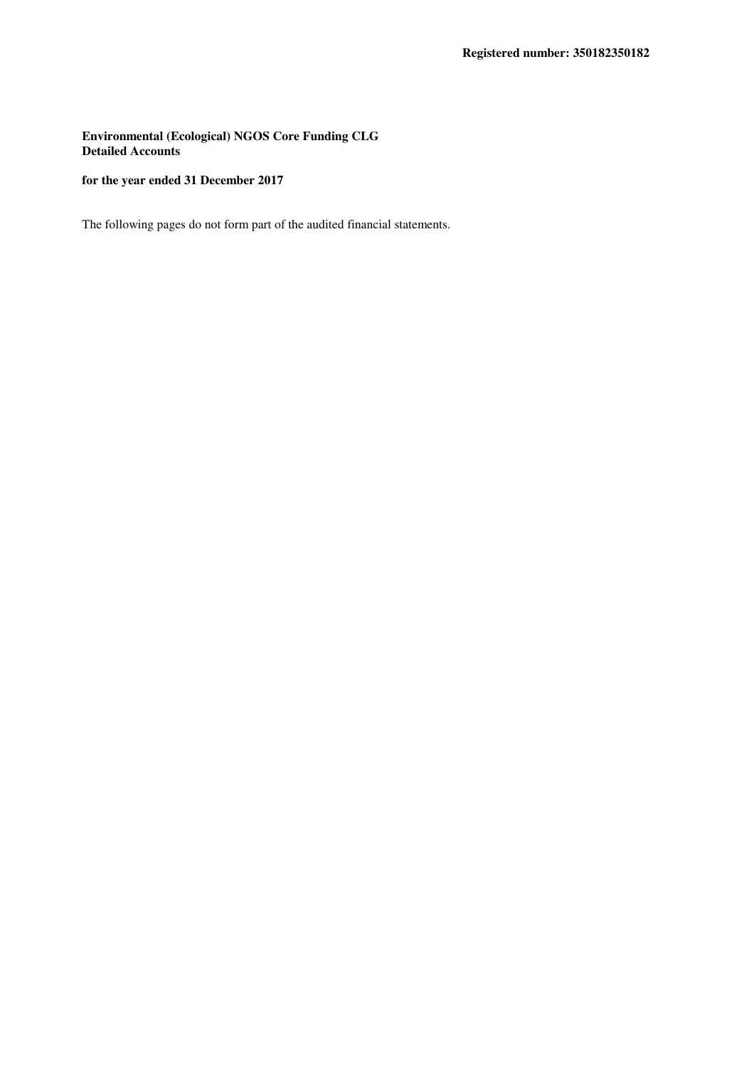**Registered number: 350182350182**

**Environmental (Ecological) NGOS Core Funding CLG**
**Detailed Accounts**

**for the year ended 31 December 2017**

The following pages do not form part of the audited financial statements.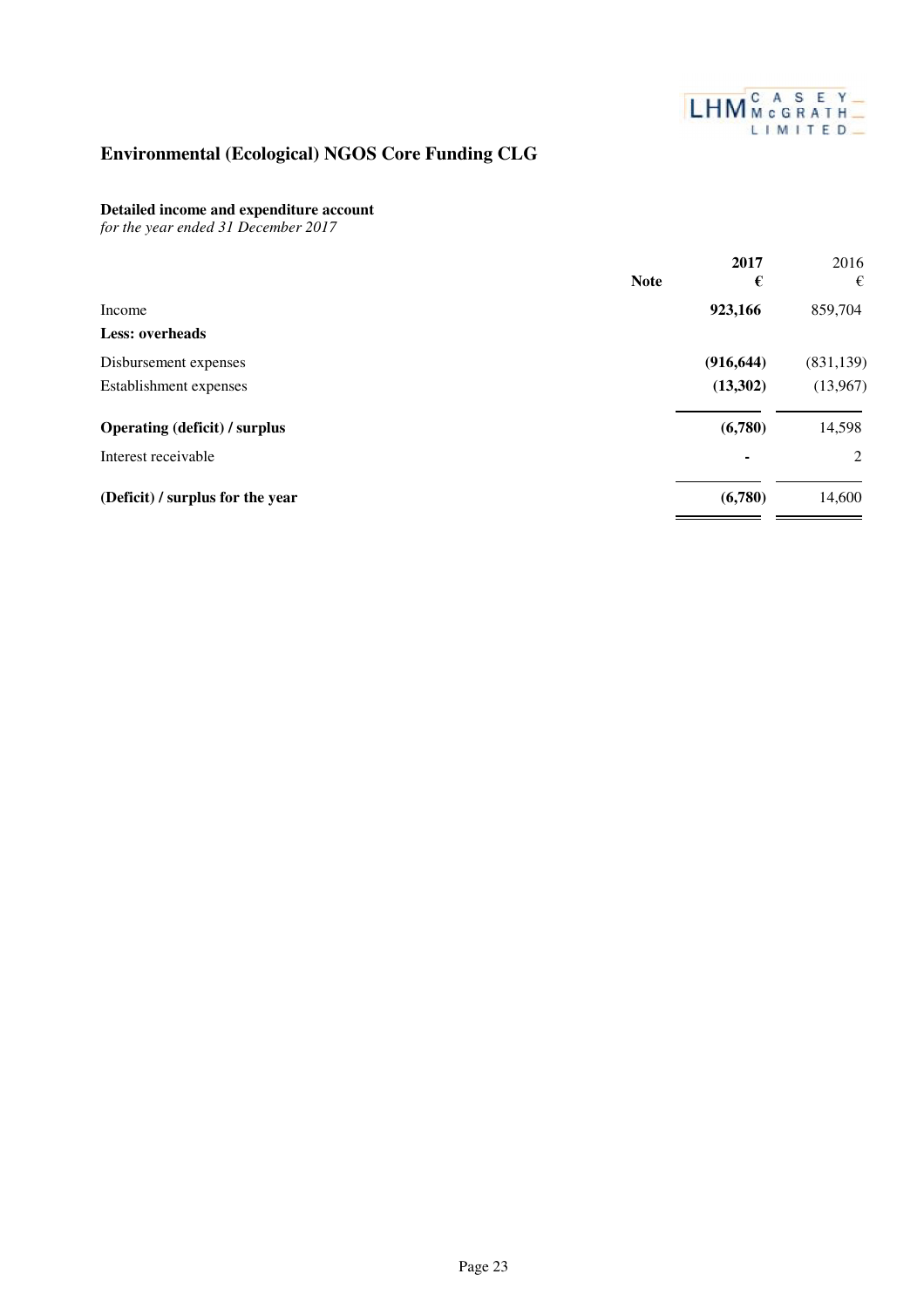# Environmental (Ecological) NGOS Core Funding CLG

**Detailed income and expenditure account**
*for the year ended 31 December 2017*

| | Note | **2017** **€** | 2016 € |
|---|---|---|---|
| Income | | **923,166** | 859,704 |
| **Less: overheads** | | | |
| Disbursement expenses | | **(916,644)** | (831,139) |
| Establishment expenses | | **(13,302)** | (13,967) |
| **Operating (deficit) / surplus** | | **(6,780)** | 14,598 |
| Interest receivable | | **-** | 2 |
| **(Deficit) / surplus for the year** | | **(6,780)** | 14,600 |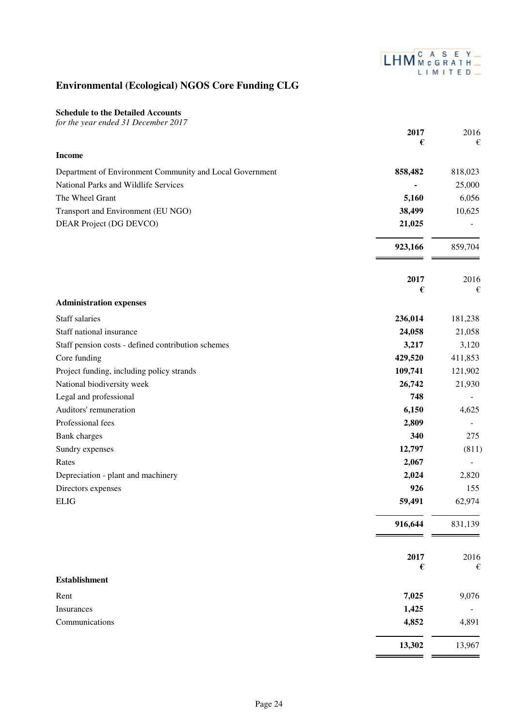# Environmental (Ecological) NGOS Core Funding CLG

**Schedule to the Detailed Accounts**
*for the year ended 31 December 2017*

| | 2017<br>€ | 2016<br>€ |
|---|---|---|
| **Income** | | |
| Department of Environment Community and Local Government | **858,482** | 818,023 |
| National Parks and Wildlife Services | **-** | 25,000 |
| The Wheel Grant | **5,160** | 6,056 |
| Transport and Environment (EU NGO) | **38,499** | 10,625 |
| DEAR Project (DG DEVCO) | **21,025** | - |
| | **923,166** | 859,704 |

| | 2017<br>€ | 2016<br>€ |
|---|---|---|
| **Administration expenses** | | |
| Staff salaries | **236,014** | 181,238 |
| Staff national insurance | **24,058** | 21,058 |
| Staff pension costs - defined contribution schemes | **3,217** | 3,120 |
| Core funding | **429,520** | 411,853 |
| Project funding, including policy strands | **109,741** | 121,902 |
| National biodiversity week | **26,742** | 21,930 |
| Legal and professional | **748** | - |
| Auditors' remuneration | **6,150** | 4,625 |
| Professional fees | **2,809** | - |
| Bank charges | **340** | 275 |
| Sundry expenses | **12,797** | (811) |
| Rates | **2,067** | - |
| Depreciation - plant and machinery | **2,024** | 2,820 |
| Directors expenses | **926** | 155 |
| ELIG | **59,491** | 62,974 |
| | **916,644** | 831,139 |

| | 2017<br>€ | 2016<br>€ |
|---|---|---|
| **Establishment** | | |
| Rent | **7,025** | 9,076 |
| Insurances | **1,425** | - |
| Communications | **4,852** | 4,891 |
| | **13,302** | 13,967 |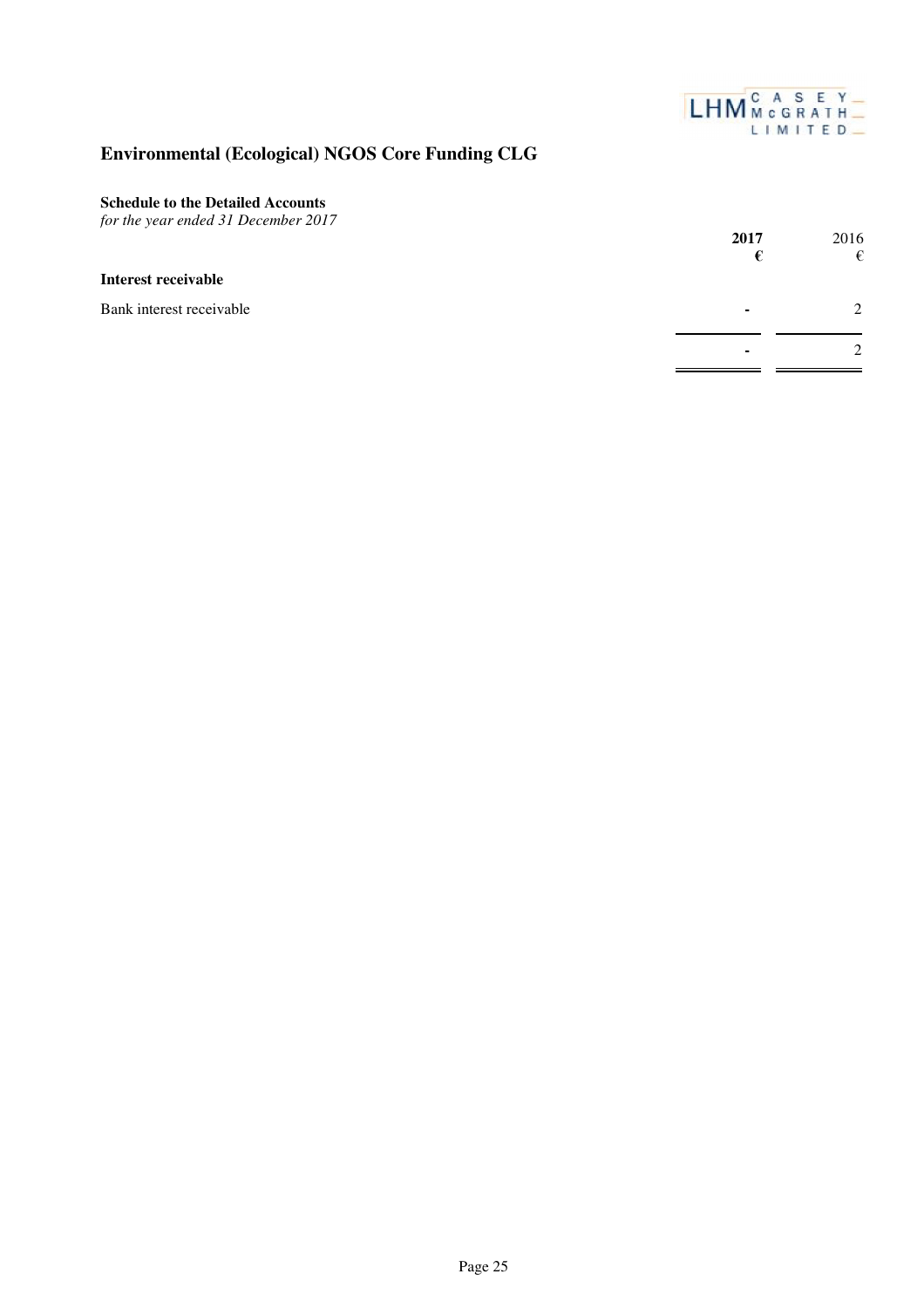# Environmental (Ecological) NGOS Core Funding CLG

**Schedule to the Detailed Accounts**
*for the year ended 31 December 2017*

| | 2017 € | 2016 € |
|---|---|---|
| **Interest receivable** | | |
| Bank interest receivable | - | 2 |
| | - | 2 |